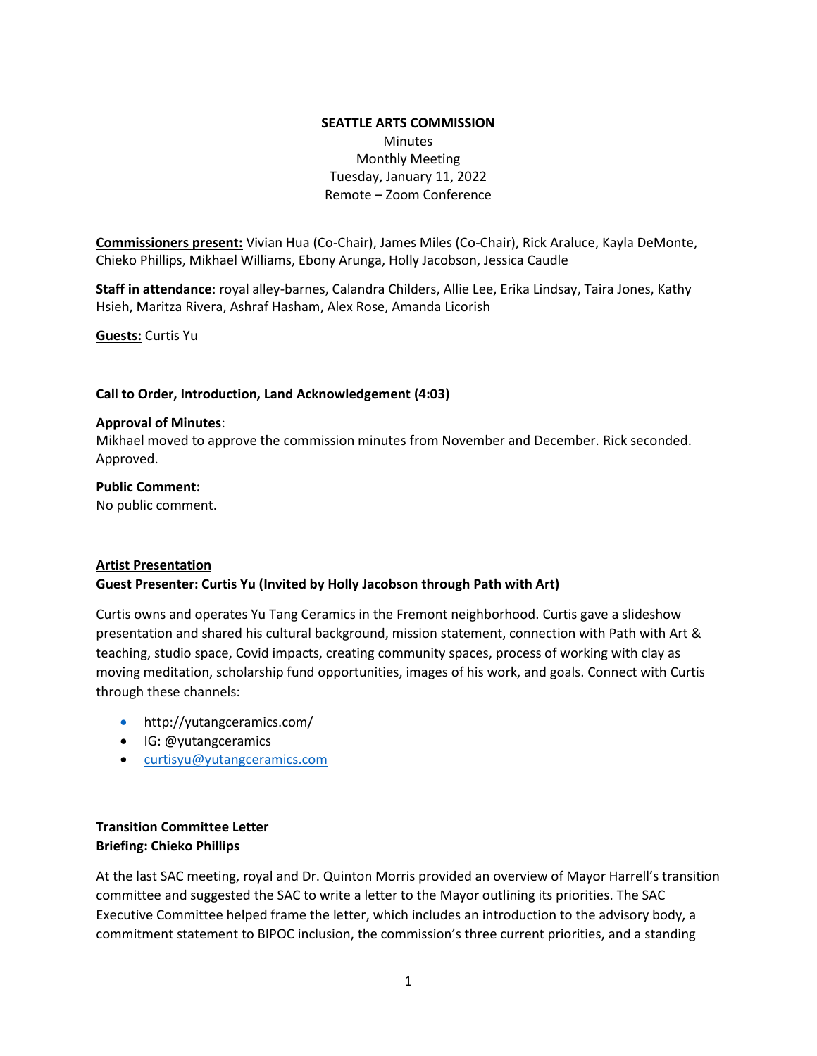**SEATTLE ARTS COMMISSION**
Minutes
Monthly Meeting
Tuesday, January 11, 2022
Remote – Zoom Conference

**Commissioners present:** Vivian Hua (Co-Chair), James Miles (Co-Chair), Rick Araluce, Kayla DeMonte, Chieko Phillips, Mikhael Williams, Ebony Arunga, Holly Jacobson, Jessica Caudle

**Staff in attendance**: royal alley-barnes, Calandra Childers, Allie Lee, Erika Lindsay, Taira Jones, Kathy Hsieh, Maritza Rivera, Ashraf Hasham, Alex Rose, Amanda Licorish

**Guests:** Curtis Yu

**Call to Order, Introduction, Land Acknowledgement (4:03)**

**Approval of Minutes**:
Mikhael moved to approve the commission minutes from November and December. Rick seconded. Approved.

**Public Comment:**
No public comment.

**Artist Presentation**
**Guest Presenter: Curtis Yu (Invited by Holly Jacobson through Path with Art)**

Curtis owns and operates Yu Tang Ceramics in the Fremont neighborhood. Curtis gave a slideshow presentation and shared his cultural background, mission statement, connection with Path with Art & teaching, studio space, Covid impacts, creating community spaces, process of working with clay as moving meditation, scholarship fund opportunities, images of his work, and goals. Connect with Curtis through these channels:

- http://yutangceramics.com/
- IG: @yutangceramics
- curtisyu@yutangceramics.com

**Transition Committee Letter**
**Briefing: Chieko Phillips**

At the last SAC meeting, royal and Dr. Quinton Morris provided an overview of Mayor Harrell's transition committee and suggested the SAC to write a letter to the Mayor outlining its priorities. The SAC Executive Committee helped frame the letter, which includes an introduction to the advisory body, a commitment statement to BIPOC inclusion, the commission's three current priorities, and a standing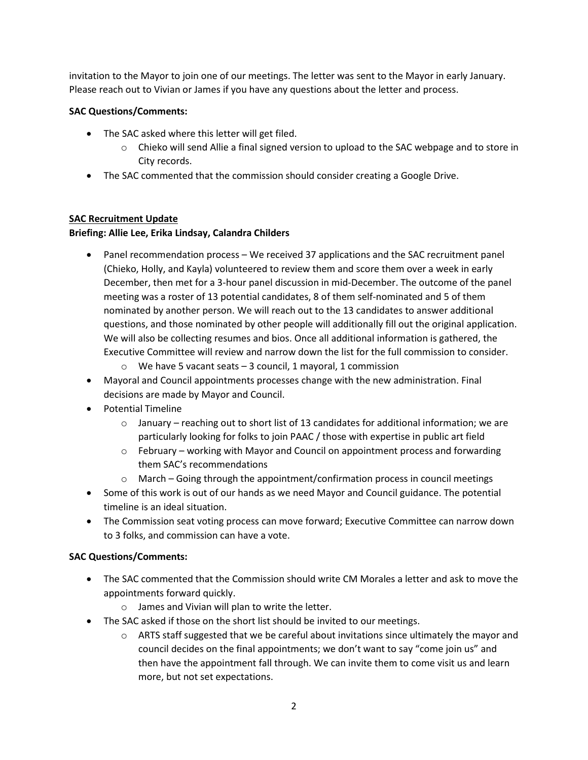invitation to the Mayor to join one of our meetings. The letter was sent to the Mayor in early January. Please reach out to Vivian or James if you have any questions about the letter and process.

**SAC Questions/Comments:**

- The SAC asked where this letter will get filed.
  - Chieko will send Allie a final signed version to upload to the SAC webpage and to store in City records.
- The SAC commented that the commission should consider creating a Google Drive.

**<u>SAC Recruitment Update</u>**

**Briefing: Allie Lee, Erika Lindsay, Calandra Childers**

- Panel recommendation process – We received 37 applications and the SAC recruitment panel (Chieko, Holly, and Kayla) volunteered to review them and score them over a week in early December, then met for a 3-hour panel discussion in mid-December. The outcome of the panel meeting was a roster of 13 potential candidates, 8 of them self-nominated and 5 of them nominated by another person. We will reach out to the 13 candidates to answer additional questions, and those nominated by other people will additionally fill out the original application. We will also be collecting resumes and bios. Once all additional information is gathered, the Executive Committee will review and narrow down the list for the full commission to consider.
  - We have 5 vacant seats – 3 council, 1 mayoral, 1 commission
- Mayoral and Council appointments processes change with the new administration. Final decisions are made by Mayor and Council.
- Potential Timeline
  - January – reaching out to short list of 13 candidates for additional information; we are particularly looking for folks to join PAAC / those with expertise in public art field
  - February – working with Mayor and Council on appointment process and forwarding them SAC's recommendations
  - March – Going through the appointment/confirmation process in council meetings
- Some of this work is out of our hands as we need Mayor and Council guidance. The potential timeline is an ideal situation.
- The Commission seat voting process can move forward; Executive Committee can narrow down to 3 folks, and commission can have a vote.

**SAC Questions/Comments:**

- The SAC commented that the Commission should write CM Morales a letter and ask to move the appointments forward quickly.
  - James and Vivian will plan to write the letter.
- The SAC asked if those on the short list should be invited to our meetings.
  - ARTS staff suggested that we be careful about invitations since ultimately the mayor and council decides on the final appointments; we don't want to say "come join us" and then have the appointment fall through. We can invite them to come visit us and learn more, but not set expectations.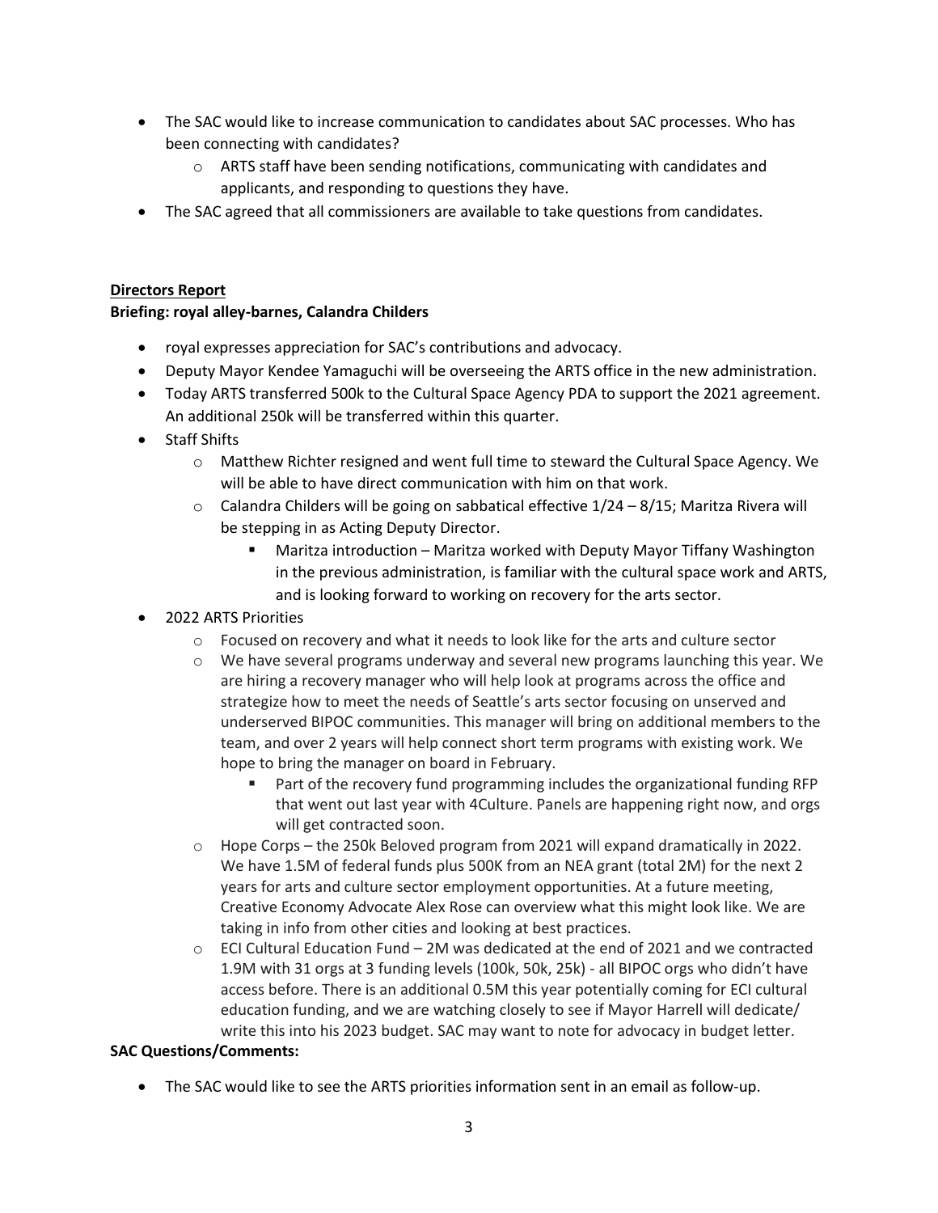- The SAC would like to increase communication to candidates about SAC processes. Who has been connecting with candidates?
    - ARTS staff have been sending notifications, communicating with candidates and applicants, and responding to questions they have.
- The SAC agreed that all commissioners are available to take questions from candidates.

**Directors Report**

**Briefing: royal alley-barnes, Calandra Childers**

- royal expresses appreciation for SAC's contributions and advocacy.
- Deputy Mayor Kendee Yamaguchi will be overseeing the ARTS office in the new administration.
- Today ARTS transferred 500k to the Cultural Space Agency PDA to support the 2021 agreement. An additional 250k will be transferred within this quarter.
- Staff Shifts
    - Matthew Richter resigned and went full time to steward the Cultural Space Agency. We will be able to have direct communication with him on that work.
    - Calandra Childers will be going on sabbatical effective 1/24 – 8/15; Maritza Rivera will be stepping in as Acting Deputy Director.
        - Maritza introduction – Maritza worked with Deputy Mayor Tiffany Washington in the previous administration, is familiar with the cultural space work and ARTS, and is looking forward to working on recovery for the arts sector.
- 2022 ARTS Priorities
    - Focused on recovery and what it needs to look like for the arts and culture sector
    - We have several programs underway and several new programs launching this year. We are hiring a recovery manager who will help look at programs across the office and strategize how to meet the needs of Seattle's arts sector focusing on unserved and underserved BIPOC communities. This manager will bring on additional members to the team, and over 2 years will help connect short term programs with existing work. We hope to bring the manager on board in February.
        - Part of the recovery fund programming includes the organizational funding RFP that went out last year with 4Culture. Panels are happening right now, and orgs will get contracted soon.
    - Hope Corps – the 250k Beloved program from 2021 will expand dramatically in 2022. We have 1.5M of federal funds plus 500K from an NEA grant (total 2M) for the next 2 years for arts and culture sector employment opportunities. At a future meeting, Creative Economy Advocate Alex Rose can overview what this might look like. We are taking in info from other cities and looking at best practices.
    - ECI Cultural Education Fund – 2M was dedicated at the end of 2021 and we contracted 1.9M with 31 orgs at 3 funding levels (100k, 50k, 25k) - all BIPOC orgs who didn't have access before. There is an additional 0.5M this year potentially coming for ECI cultural education funding, and we are watching closely to see if Mayor Harrell will dedicate/ write this into his 2023 budget. SAC may want to note for advocacy in budget letter.

**SAC Questions/Comments:**

- The SAC would like to see the ARTS priorities information sent in an email as follow-up.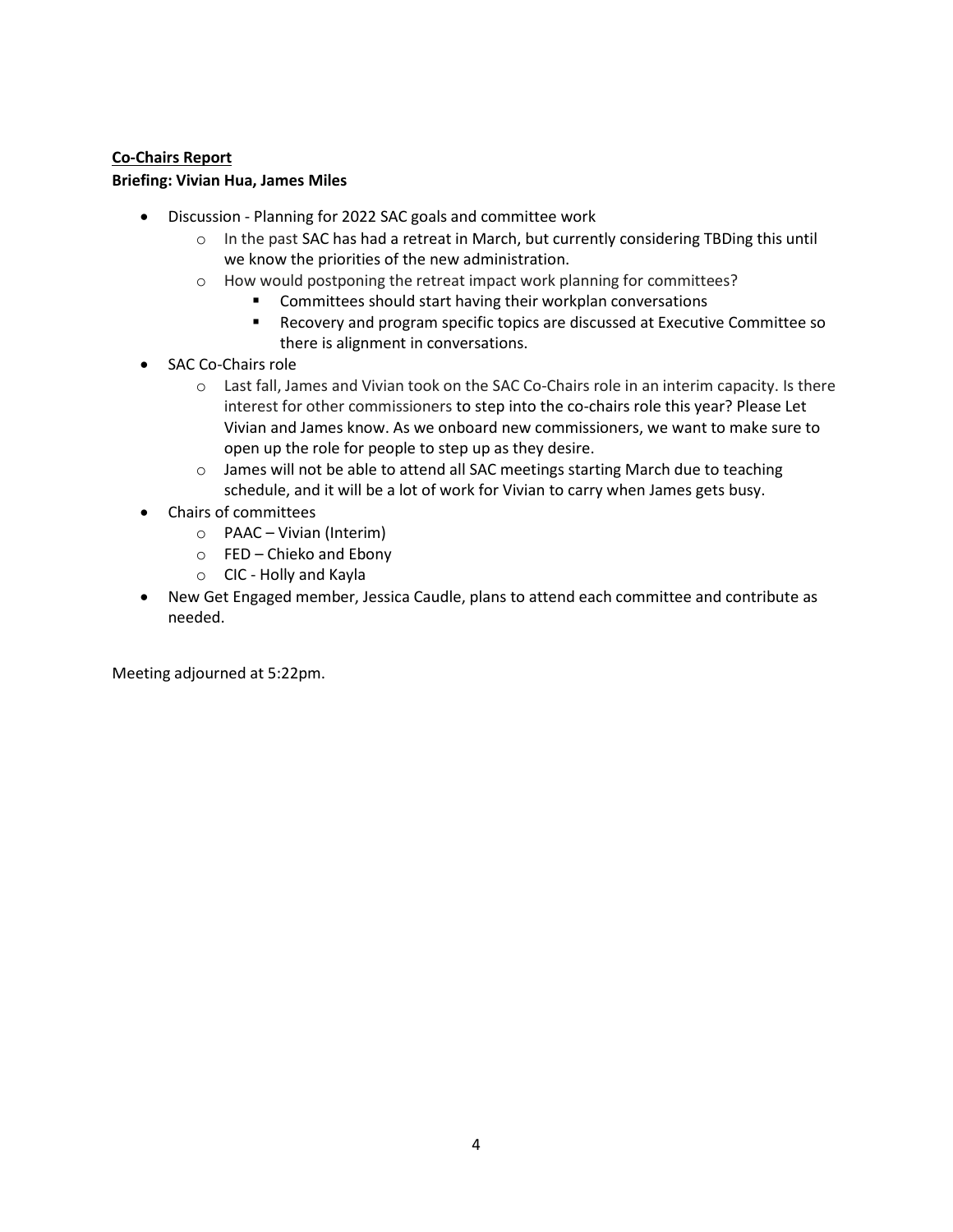**<u>Co-Chairs Report</u>**

**Briefing: Vivian Hua, James Miles**

- Discussion - Planning for 2022 SAC goals and committee work
  - In the past SAC has had a retreat in March, but currently considering TBDing this until we know the priorities of the new administration.
  - How would postponing the retreat impact work planning for committees?
    - Committees should start having their workplan conversations
    - Recovery and program specific topics are discussed at Executive Committee so there is alignment in conversations.
- SAC Co-Chairs role
  - Last fall, James and Vivian took on the SAC Co-Chairs role in an interim capacity. Is there interest for other commissioners to step into the co-chairs role this year? Please Let Vivian and James know. As we onboard new commissioners, we want to make sure to open up the role for people to step up as they desire.
  - James will not be able to attend all SAC meetings starting March due to teaching schedule, and it will be a lot of work for Vivian to carry when James gets busy.
- Chairs of committees
  - PAAC – Vivian (Interim)
  - FED – Chieko and Ebony
  - CIC - Holly and Kayla
- New Get Engaged member, Jessica Caudle, plans to attend each committee and contribute as needed.

Meeting adjourned at 5:22pm.